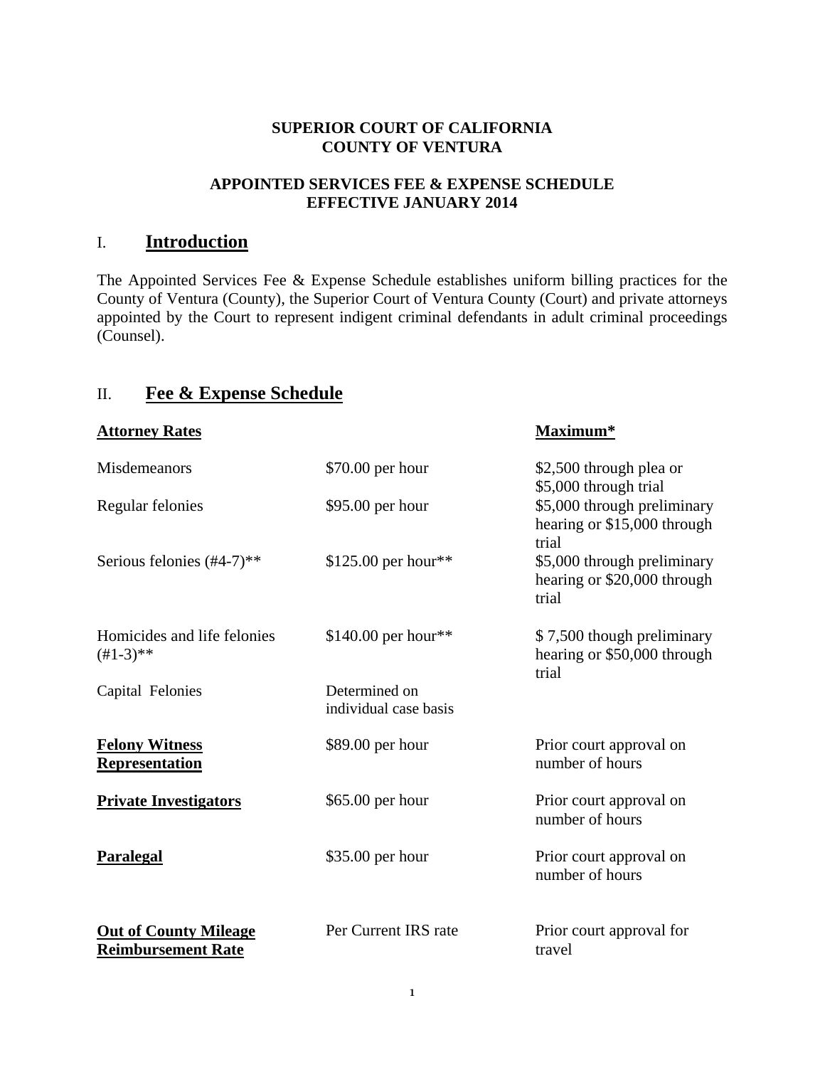**SUPERIOR COURT OF CALIFORNIA**
**COUNTY OF VENTURA**

**APPOINTED SERVICES FEE & EXPENSE SCHEDULE**
**EFFECTIVE JANUARY 2014**

# I. Introduction

The Appointed Services Fee & Expense Schedule establishes uniform billing practices for the County of Ventura (County), the Superior Court of Ventura County (Court) and private attorneys appointed by the Court to represent indigent criminal defendants in adult criminal proceedings (Counsel).

# II. Fee & Expense Schedule

| **Attorney Rates** | | **Maximum*** |
|---|---|---|
| Misdemeanors | $70.00 per hour | $2,500 through plea or $5,000 through trial |
| Regular felonies | $95.00 per hour | $5,000 through preliminary hearing or $15,000 through trial |
| Serious felonies (#4-7)** | $125.00 per hour** | $5,000 through preliminary hearing or $20,000 through trial |
| Homicides and life felonies (#1-3)** | $140.00 per hour** | $ 7,500 though preliminary hearing or $50,000 through trial |
| Capital Felonies | Determined on individual case basis | |
| **Felony Witness Representation** | $89.00 per hour | Prior court approval on number of hours |
| **Private Investigators** | $65.00 per hour | Prior court approval on number of hours |
| **Paralegal** | $35.00 per hour | Prior court approval on number of hours |
| **Out of County Mileage Reimbursement Rate** | Per Current IRS rate | Prior court approval for travel |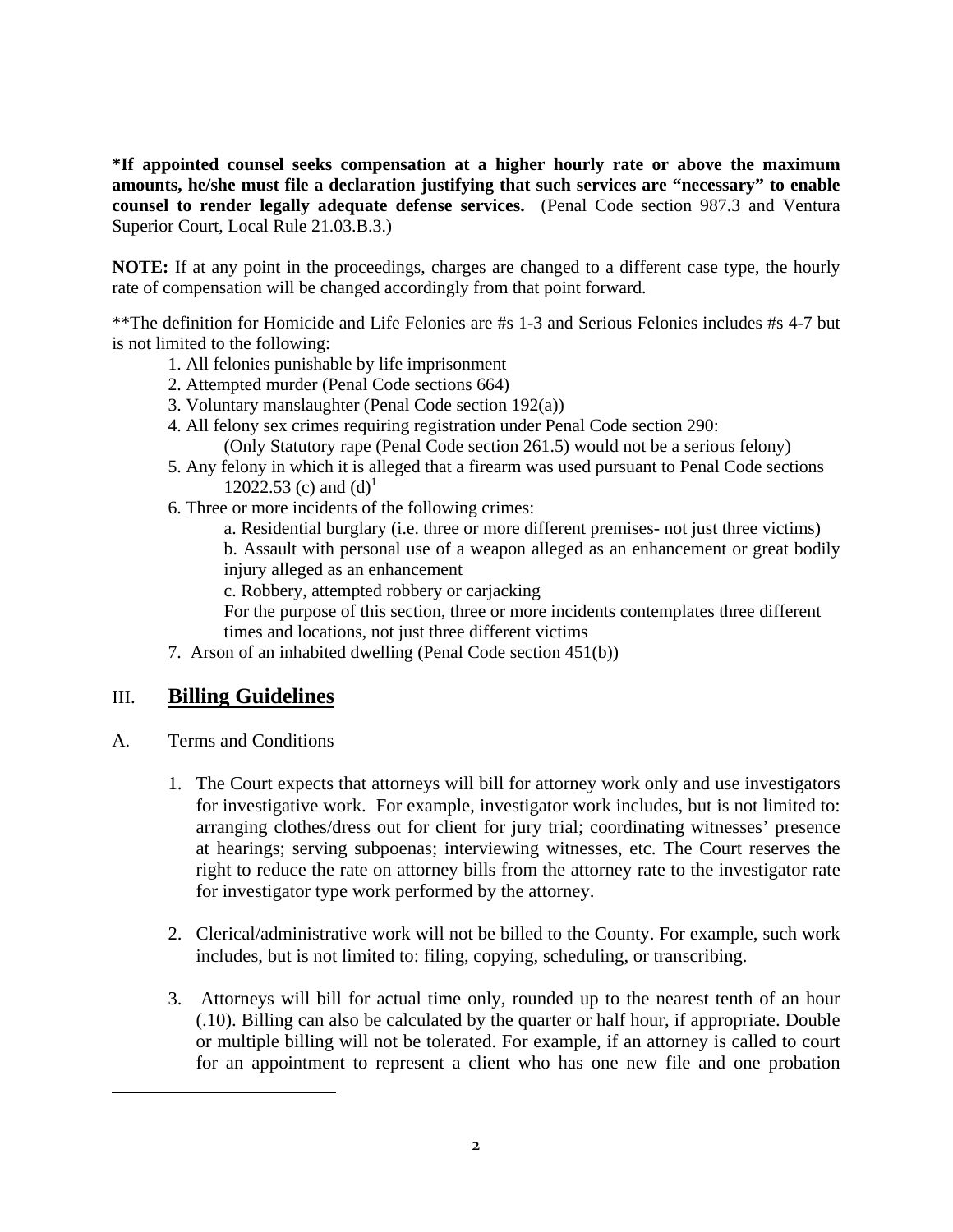**\*If appointed counsel seeks compensation at a higher hourly rate or above the maximum amounts, he/she must file a declaration justifying that such services are "necessary" to enable counsel to render legally adequate defense services.** (Penal Code section 987.3 and Ventura Superior Court, Local Rule 21.03.B.3.)

**NOTE:** If at any point in the proceedings, charges are changed to a different case type, the hourly rate of compensation will be changed accordingly from that point forward.

\*\*The definition for Homicide and Life Felonies are #s 1-3 and Serious Felonies includes #s 4-7 but is not limited to the following:

1. All felonies punishable by life imprisonment
2. Attempted murder (Penal Code sections 664)
3. Voluntary manslaughter (Penal Code section 192(a))
4. All felony sex crimes requiring registration under Penal Code section 290:
   (Only Statutory rape (Penal Code section 261.5) would not be a serious felony)
5. Any felony in which it is alleged that a firearm was used pursuant to Penal Code sections 12022.53 (c) and (d)[1]
6. Three or more incidents of the following crimes:
   a. Residential burglary (i.e. three or more different premises- not just three victims)
   b. Assault with personal use of a weapon alleged as an enhancement or great bodily injury alleged as an enhancement
   c. Robbery, attempted robbery or carjacking
   For the purpose of this section, three or more incidents contemplates three different times and locations, not just three different victims
7. Arson of an inhabited dwelling (Penal Code section 451(b))

## III. <u>Billing Guidelines</u>

A. Terms and Conditions

1. The Court expects that attorneys will bill for attorney work only and use investigators for investigative work. For example, investigator work includes, but is not limited to: arranging clothes/dress out for client for jury trial; coordinating witnesses' presence at hearings; serving subpoenas; interviewing witnesses, etc. The Court reserves the right to reduce the rate on attorney bills from the attorney rate to the investigator rate for investigator type work performed by the attorney.

2. Clerical/administrative work will not be billed to the County. For example, such work includes, but is not limited to: filing, copying, scheduling, or transcribing.

3. Attorneys will bill for actual time only, rounded up to the nearest tenth of an hour (.10). Billing can also be calculated by the quarter or half hour, if appropriate. Double or multiple billing will not be tolerated. For example, if an attorney is called to court for an appointment to represent a client who has one new file and one probation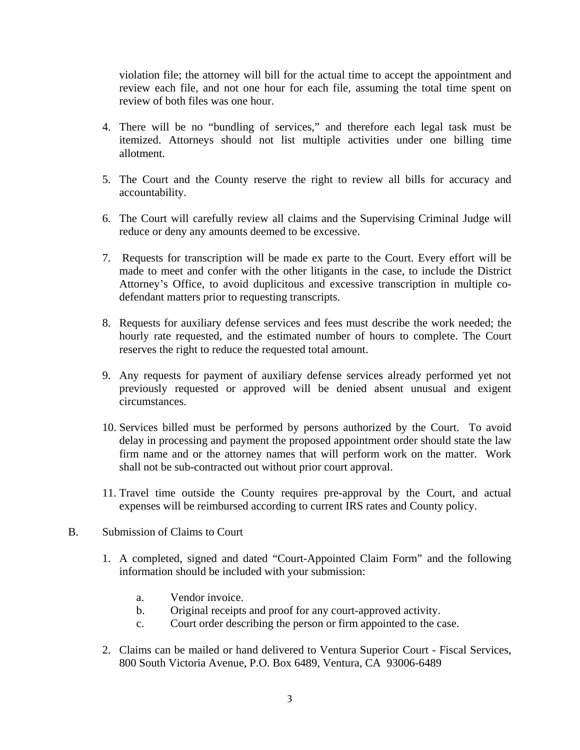violation file; the attorney will bill for the actual time to accept the appointment and review each file, and not one hour for each file, assuming the total time spent on review of both files was one hour.

4. There will be no "bundling of services," and therefore each legal task must be itemized. Attorneys should not list multiple activities under one billing time allotment.

5. The Court and the County reserve the right to review all bills for accuracy and accountability.

6. The Court will carefully review all claims and the Supervising Criminal Judge will reduce or deny any amounts deemed to be excessive.

7. Requests for transcription will be made ex parte to the Court. Every effort will be made to meet and confer with the other litigants in the case, to include the District Attorney's Office, to avoid duplicitous and excessive transcription in multiple co-defendant matters prior to requesting transcripts.

8. Requests for auxiliary defense services and fees must describe the work needed; the hourly rate requested, and the estimated number of hours to complete. The Court reserves the right to reduce the requested total amount.

9. Any requests for payment of auxiliary defense services already performed yet not previously requested or approved will be denied absent unusual and exigent circumstances.

10. Services billed must be performed by persons authorized by the Court. To avoid delay in processing and payment the proposed appointment order should state the law firm name and or the attorney names that will perform work on the matter. Work shall not be sub-contracted out without prior court approval.

11. Travel time outside the County requires pre-approval by the Court, and actual expenses will be reimbursed according to current IRS rates and County policy.

B. Submission of Claims to Court

1. A completed, signed and dated "Court-Appointed Claim Form" and the following information should be included with your submission:

    a. Vendor invoice.
    b. Original receipts and proof for any court-approved activity.
    c. Court order describing the person or firm appointed to the case.

2. Claims can be mailed or hand delivered to Ventura Superior Court - Fiscal Services, 800 South Victoria Avenue, P.O. Box 6489, Ventura, CA 93006-6489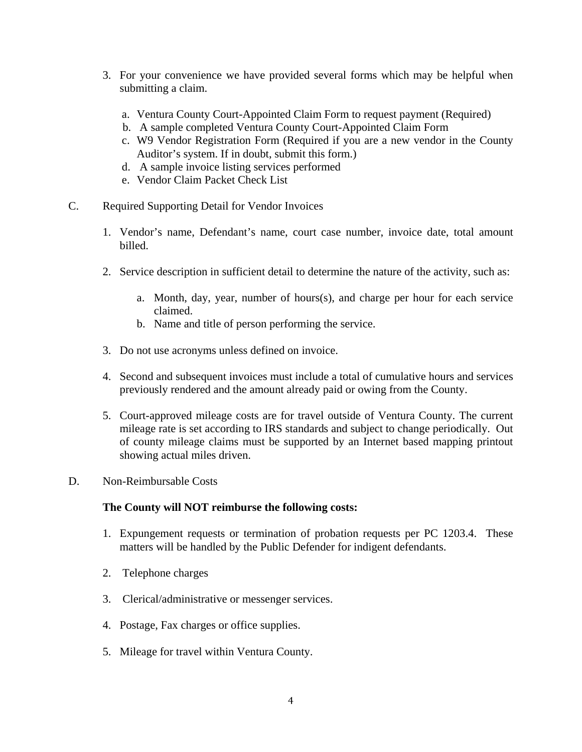3. For your convenience we have provided several forms which may be helpful when submitting a claim.

   a. Ventura County Court-Appointed Claim Form to request payment (Required)
   b. A sample completed Ventura County Court-Appointed Claim Form
   c. W9 Vendor Registration Form (Required if you are a new vendor in the County Auditor's system. If in doubt, submit this form.)
   d. A sample invoice listing services performed
   e. Vendor Claim Packet Check List

C. Required Supporting Detail for Vendor Invoices

1. Vendor's name, Defendant's name, court case number, invoice date, total amount billed.

2. Service description in sufficient detail to determine the nature of the activity, such as:

   a. Month, day, year, number of hours(s), and charge per hour for each service claimed.
   b. Name and title of person performing the service.

3. Do not use acronyms unless defined on invoice.

4. Second and subsequent invoices must include a total of cumulative hours and services previously rendered and the amount already paid or owing from the County.

5. Court-approved mileage costs are for travel outside of Ventura County. The current mileage rate is set according to IRS standards and subject to change periodically. Out of county mileage claims must be supported by an Internet based mapping printout showing actual miles driven.

D. Non-Reimbursable Costs

**The County will NOT reimburse the following costs:**

1. Expungement requests or termination of probation requests per PC 1203.4. These matters will be handled by the Public Defender for indigent defendants.

2. Telephone charges

3. Clerical/administrative or messenger services.

4. Postage, Fax charges or office supplies.

5. Mileage for travel within Ventura County.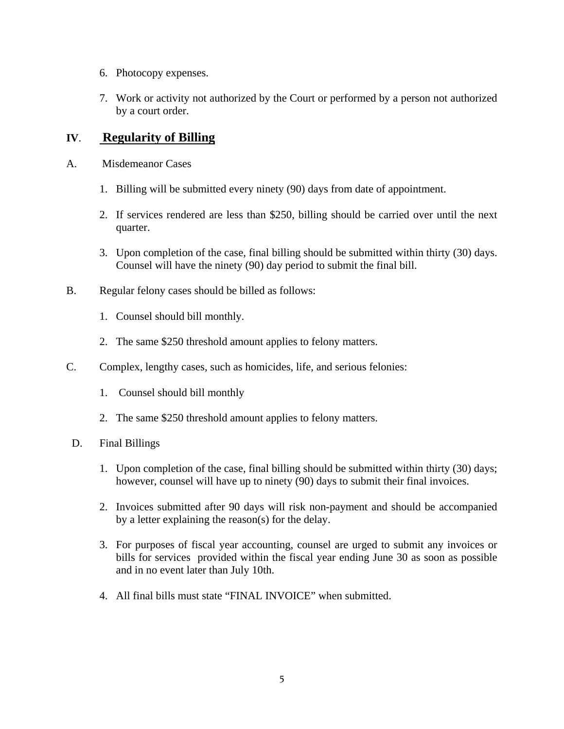6. Photocopy expenses.

7. Work or activity not authorized by the Court or performed by a person not authorized by a court order.

## IV. Regularity of Billing

A. Misdemeanor Cases

1. Billing will be submitted every ninety (90) days from date of appointment.

2. If services rendered are less than $250, billing should be carried over until the next quarter.

3. Upon completion of the case, final billing should be submitted within thirty (30) days. Counsel will have the ninety (90) day period to submit the final bill.

B. Regular felony cases should be billed as follows:

1. Counsel should bill monthly.

2. The same $250 threshold amount applies to felony matters.

C. Complex, lengthy cases, such as homicides, life, and serious felonies:

1. Counsel should bill monthly

2. The same $250 threshold amount applies to felony matters.

D. Final Billings

1. Upon completion of the case, final billing should be submitted within thirty (30) days; however, counsel will have up to ninety (90) days to submit their final invoices.

2. Invoices submitted after 90 days will risk non-payment and should be accompanied by a letter explaining the reason(s) for the delay.

3. For purposes of fiscal year accounting, counsel are urged to submit any invoices or bills for services provided within the fiscal year ending June 30 as soon as possible and in no event later than July 10th.

4. All final bills must state "FINAL INVOICE" when submitted.